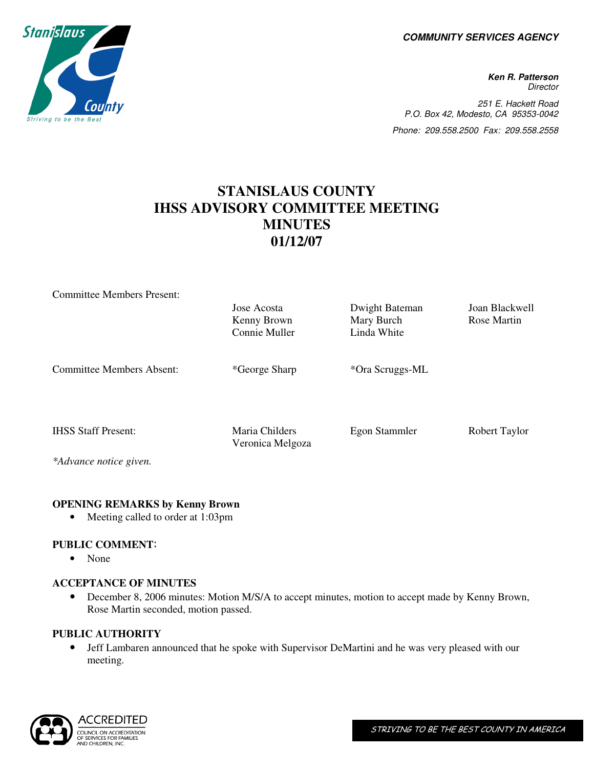**COMMUNITY SERVICES AGENCY**

***Ken R. Patterson***
*Director*

*251 E. Hackett Road*
*P.O. Box 42, Modesto, CA 95353-0042*

*Phone: 209.558.2500 Fax: 209.558.2558*

# STANISLAUS COUNTY
# IHSS ADVISORY COMMITTEE MEETING
# MINUTES
# 01/12/07

| | | | |
|---|---|---|---|
| Committee Members Present: | Jose Acosta<br>Kenny Brown<br>Connie Muller | Dwight Bateman<br>Mary Burch<br>Linda White | Joan Blackwell<br>Rose Martin |
| Committee Members Absent: | *George Sharp | *Ora Scruggs-ML | |
| IHSS Staff Present: | Maria Childers<br>Veronica Melgoza | Egon Stammler | Robert Taylor |

*\*Advance notice given.*

**OPENING REMARKS by Kenny Brown**

- Meeting called to order at 1:03pm

**PUBLIC COMMENT:**

- None

**ACCEPTANCE OF MINUTES**

- December 8, 2006 minutes: Motion M/S/A to accept minutes, motion to accept made by Kenny Brown, Rose Martin seconded, motion passed.

**PUBLIC AUTHORITY**

- Jeff Lambaren announced that he spoke with Supervisor DeMartini and he was very pleased with our meeting.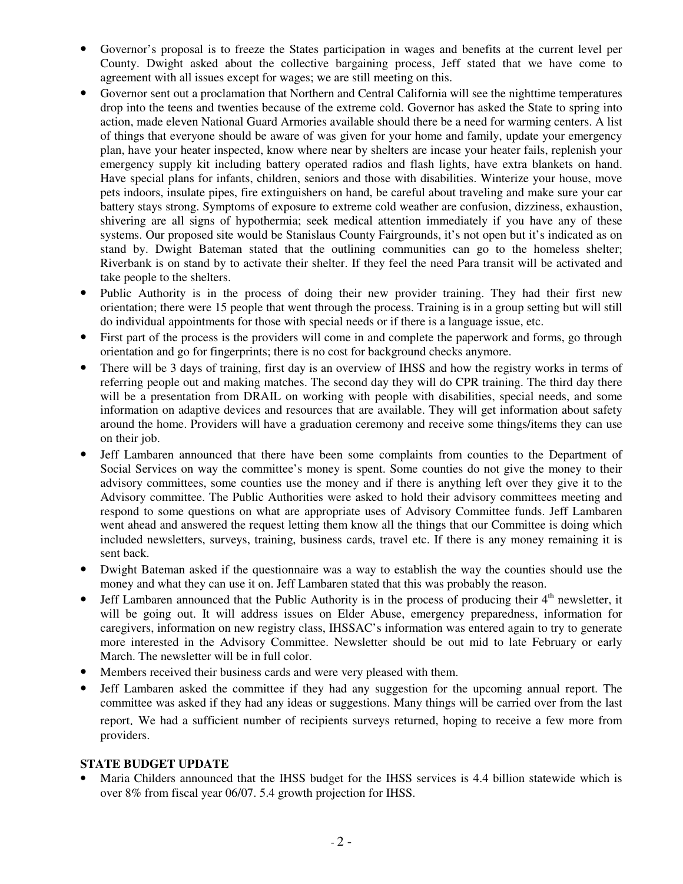- Governor's proposal is to freeze the States participation in wages and benefits at the current level per County. Dwight asked about the collective bargaining process, Jeff stated that we have come to agreement with all issues except for wages; we are still meeting on this.
- Governor sent out a proclamation that Northern and Central California will see the nighttime temperatures drop into the teens and twenties because of the extreme cold. Governor has asked the State to spring into action, made eleven National Guard Armories available should there be a need for warming centers. A list of things that everyone should be aware of was given for your home and family, update your emergency plan, have your heater inspected, know where near by shelters are incase your heater fails, replenish your emergency supply kit including battery operated radios and flash lights, have extra blankets on hand. Have special plans for infants, children, seniors and those with disabilities. Winterize your house, move pets indoors, insulate pipes, fire extinguishers on hand, be careful about traveling and make sure your car battery stays strong. Symptoms of exposure to extreme cold weather are confusion, dizziness, exhaustion, shivering are all signs of hypothermia; seek medical attention immediately if you have any of these systems. Our proposed site would be Stanislaus County Fairgrounds, it's not open but it's indicated as on stand by. Dwight Bateman stated that the outlining communities can go to the homeless shelter; Riverbank is on stand by to activate their shelter. If they feel the need Para transit will be activated and take people to the shelters.
- Public Authority is in the process of doing their new provider training. They had their first new orientation; there were 15 people that went through the process. Training is in a group setting but will still do individual appointments for those with special needs or if there is a language issue, etc.
- First part of the process is the providers will come in and complete the paperwork and forms, go through orientation and go for fingerprints; there is no cost for background checks anymore.
- There will be 3 days of training, first day is an overview of IHSS and how the registry works in terms of referring people out and making matches. The second day they will do CPR training. The third day there will be a presentation from DRAIL on working with people with disabilities, special needs, and some information on adaptive devices and resources that are available. They will get information about safety around the home. Providers will have a graduation ceremony and receive some things/items they can use on their job.
- Jeff Lambaren announced that there have been some complaints from counties to the Department of Social Services on way the committee's money is spent. Some counties do not give the money to their advisory committees, some counties use the money and if there is anything left over they give it to the Advisory committee. The Public Authorities were asked to hold their advisory committees meeting and respond to some questions on what are appropriate uses of Advisory Committee funds. Jeff Lambaren went ahead and answered the request letting them know all the things that our Committee is doing which included newsletters, surveys, training, business cards, travel etc. If there is any money remaining it is sent back.
- Dwight Bateman asked if the questionnaire was a way to establish the way the counties should use the money and what they can use it on. Jeff Lambaren stated that this was probably the reason.
- Jeff Lambaren announced that the Public Authority is in the process of producing their 4th newsletter, it will be going out. It will address issues on Elder Abuse, emergency preparedness, information for caregivers, information on new registry class, IHSSAC's information was entered again to try to generate more interested in the Advisory Committee. Newsletter should be out mid to late February or early March. The newsletter will be in full color.
- Members received their business cards and were very pleased with them.
- Jeff Lambaren asked the committee if they had any suggestion for the upcoming annual report. The committee was asked if they had any ideas or suggestions. Many things will be carried over from the last report. We had a sufficient number of recipients surveys returned, hoping to receive a few more from providers.

**STATE BUDGET UPDATE**

- Maria Childers announced that the IHSS budget for the IHSS services is 4.4 billion statewide which is over 8% from fiscal year 06/07. 5.4 growth projection for IHSS.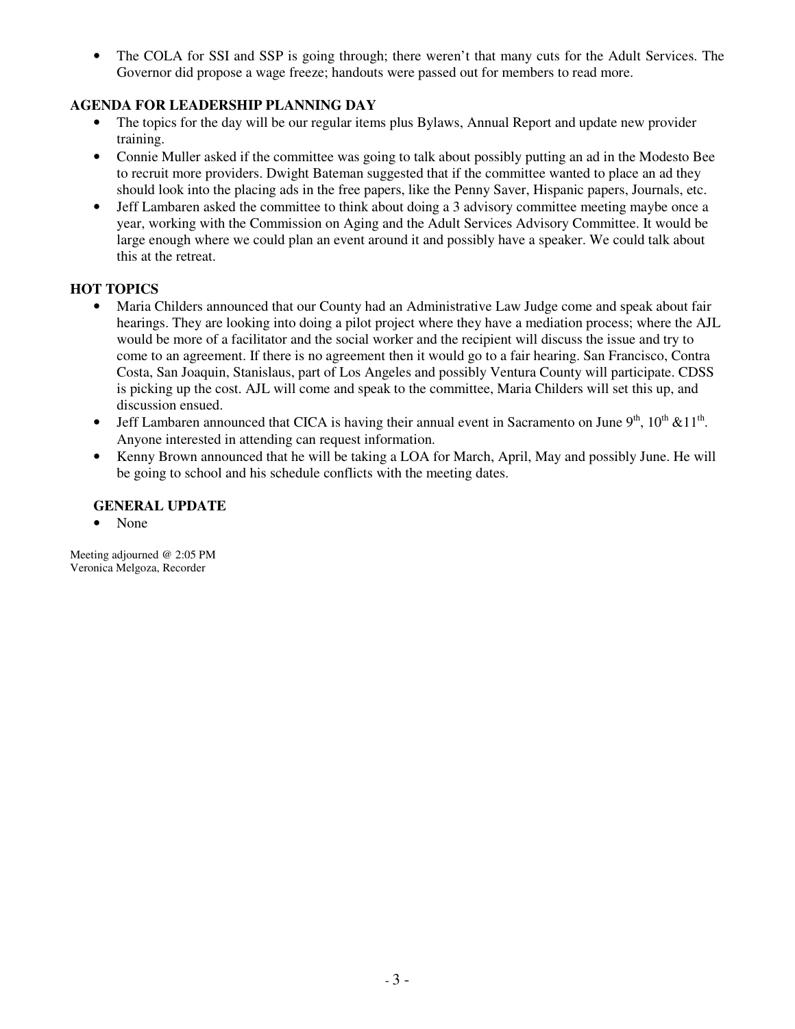- The COLA for SSI and SSP is going through; there weren't that many cuts for the Adult Services. The Governor did propose a wage freeze; handouts were passed out for members to read more.

**AGENDA FOR LEADERSHIP PLANNING DAY**

- The topics for the day will be our regular items plus Bylaws, Annual Report and update new provider training.
- Connie Muller asked if the committee was going to talk about possibly putting an ad in the Modesto Bee to recruit more providers. Dwight Bateman suggested that if the committee wanted to place an ad they should look into the placing ads in the free papers, like the Penny Saver, Hispanic papers, Journals, etc.
- Jeff Lambaren asked the committee to think about doing a 3 advisory committee meeting maybe once a year, working with the Commission on Aging and the Adult Services Advisory Committee. It would be large enough where we could plan an event around it and possibly have a speaker. We could talk about this at the retreat.

**HOT TOPICS**

- Maria Childers announced that our County had an Administrative Law Judge come and speak about fair hearings. They are looking into doing a pilot project where they have a mediation process; where the AJL would be more of a facilitator and the social worker and the recipient will discuss the issue and try to come to an agreement. If there is no agreement then it would go to a fair hearing. San Francisco, Contra Costa, San Joaquin, Stanislaus, part of Los Angeles and possibly Ventura County will participate. CDSS is picking up the cost. AJL will come and speak to the committee, Maria Childers will set this up, and discussion ensued.
- Jeff Lambaren announced that CICA is having their annual event in Sacramento on June 9th, 10th &11th. Anyone interested in attending can request information.
- Kenny Brown announced that he will be taking a LOA for March, April, May and possibly June. He will be going to school and his schedule conflicts with the meeting dates.

**GENERAL UPDATE**

- None

Meeting adjourned @ 2:05 PM
Veronica Melgoza, Recorder